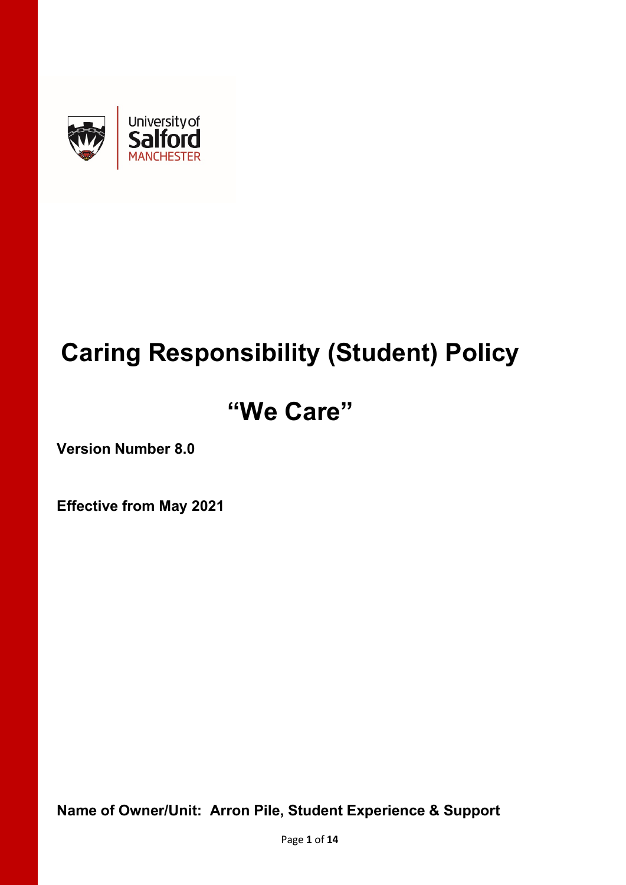# Caring Responsibility (Student) Policy

## "We Care"

**Version Number 8.0**

**Effective from May 2021**

**Name of Owner/Unit: Arron Pile, Student Experience & Support**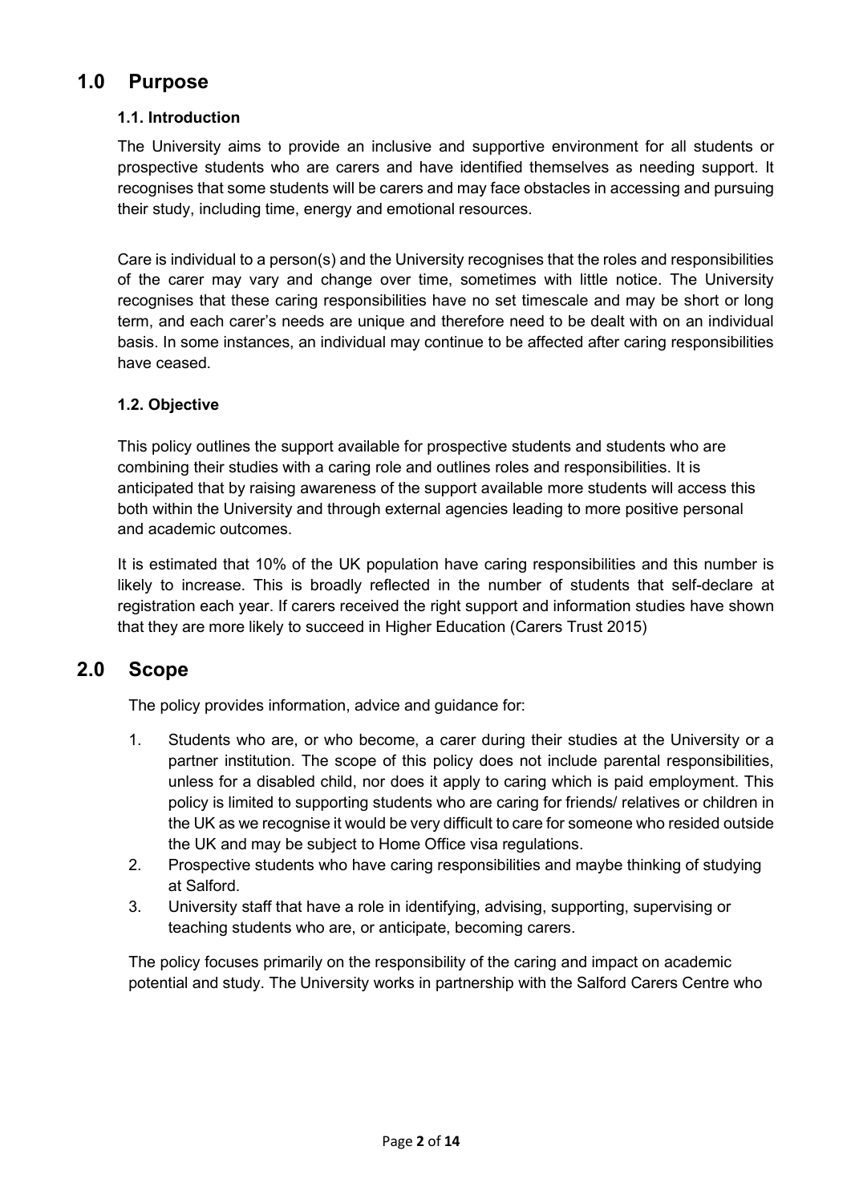## 1.0 Purpose

### 1.1. Introduction

The University aims to provide an inclusive and supportive environment for all students or prospective students who are carers and have identified themselves as needing support. It recognises that some students will be carers and may face obstacles in accessing and pursuing their study, including time, energy and emotional resources.

Care is individual to a person(s) and the University recognises that the roles and responsibilities of the carer may vary and change over time, sometimes with little notice. The University recognises that these caring responsibilities have no set timescale and may be short or long term, and each carer's needs are unique and therefore need to be dealt with on an individual basis. In some instances, an individual may continue to be affected after caring responsibilities have ceased.

### 1.2. Objective

This policy outlines the support available for prospective students and students who are combining their studies with a caring role and outlines roles and responsibilities. It is anticipated that by raising awareness of the support available more students will access this both within the University and through external agencies leading to more positive personal and academic outcomes.

It is estimated that 10% of the UK population have caring responsibilities and this number is likely to increase. This is broadly reflected in the number of students that self-declare at registration each year. If carers received the right support and information studies have shown that they are more likely to succeed in Higher Education (Carers Trust 2015)

## 2.0 Scope

The policy provides information, advice and guidance for:

1. Students who are, or who become, a carer during their studies at the University or a partner institution. The scope of this policy does not include parental responsibilities, unless for a disabled child, nor does it apply to caring which is paid employment. This policy is limited to supporting students who are caring for friends/ relatives or children in the UK as we recognise it would be very difficult to care for someone who resided outside the UK and may be subject to Home Office visa regulations.
2. Prospective students who have caring responsibilities and maybe thinking of studying at Salford.
3. University staff that have a role in identifying, advising, supporting, supervising or teaching students who are, or anticipate, becoming carers.

The policy focuses primarily on the responsibility of the caring and impact on academic potential and study. The University works in partnership with the Salford Carers Centre who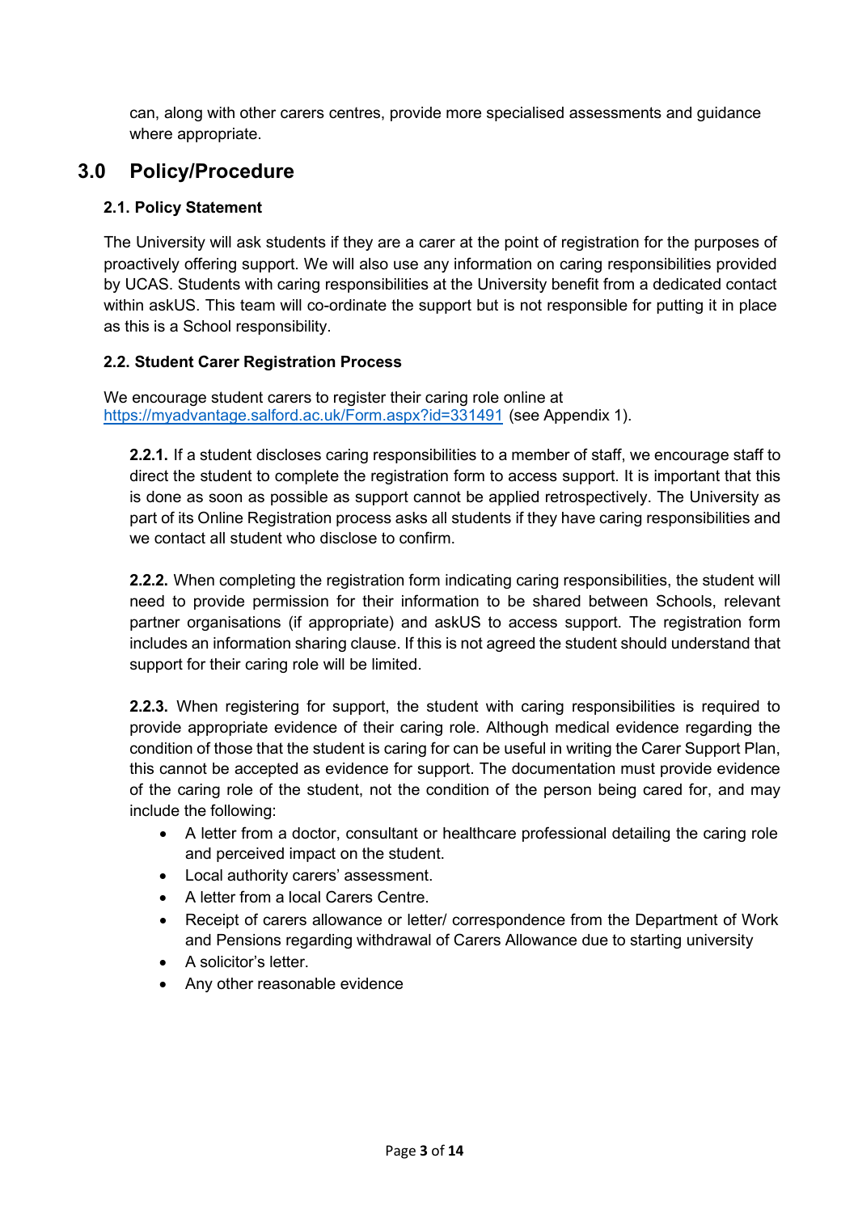can, along with other carers centres, provide more specialised assessments and guidance where appropriate.

# 3.0 Policy/Procedure

### 2.1. Policy Statement

The University will ask students if they are a carer at the point of registration for the purposes of proactively offering support. We will also use any information on caring responsibilities provided by UCAS. Students with caring responsibilities at the University benefit from a dedicated contact within askUS. This team will co-ordinate the support but is not responsible for putting it in place as this is a School responsibility.

### 2.2. Student Carer Registration Process

We encourage student carers to register their caring role online at [https://myadvantage.salford.ac.uk/Form.aspx?id=331491](https://myadvantage.salford.ac.uk/Form.aspx?id=331491) (see Appendix 1).

**2.2.1.** If a student discloses caring responsibilities to a member of staff, we encourage staff to direct the student to complete the registration form to access support. It is important that this is done as soon as possible as support cannot be applied retrospectively. The University as part of its Online Registration process asks all students if they have caring responsibilities and we contact all student who disclose to confirm.

**2.2.2.** When completing the registration form indicating caring responsibilities, the student will need to provide permission for their information to be shared between Schools, relevant partner organisations (if appropriate) and askUS to access support. The registration form includes an information sharing clause. If this is not agreed the student should understand that support for their caring role will be limited.

**2.2.3.** When registering for support, the student with caring responsibilities is required to provide appropriate evidence of their caring role. Although medical evidence regarding the condition of those that the student is caring for can be useful in writing the Carer Support Plan, this cannot be accepted as evidence for support. The documentation must provide evidence of the caring role of the student, not the condition of the person being cared for, and may include the following:

- A letter from a doctor, consultant or healthcare professional detailing the caring role and perceived impact on the student.
- Local authority carers' assessment.
- A letter from a local Carers Centre.
- Receipt of carers allowance or letter/ correspondence from the Department of Work and Pensions regarding withdrawal of Carers Allowance due to starting university
- A solicitor's letter.
- Any other reasonable evidence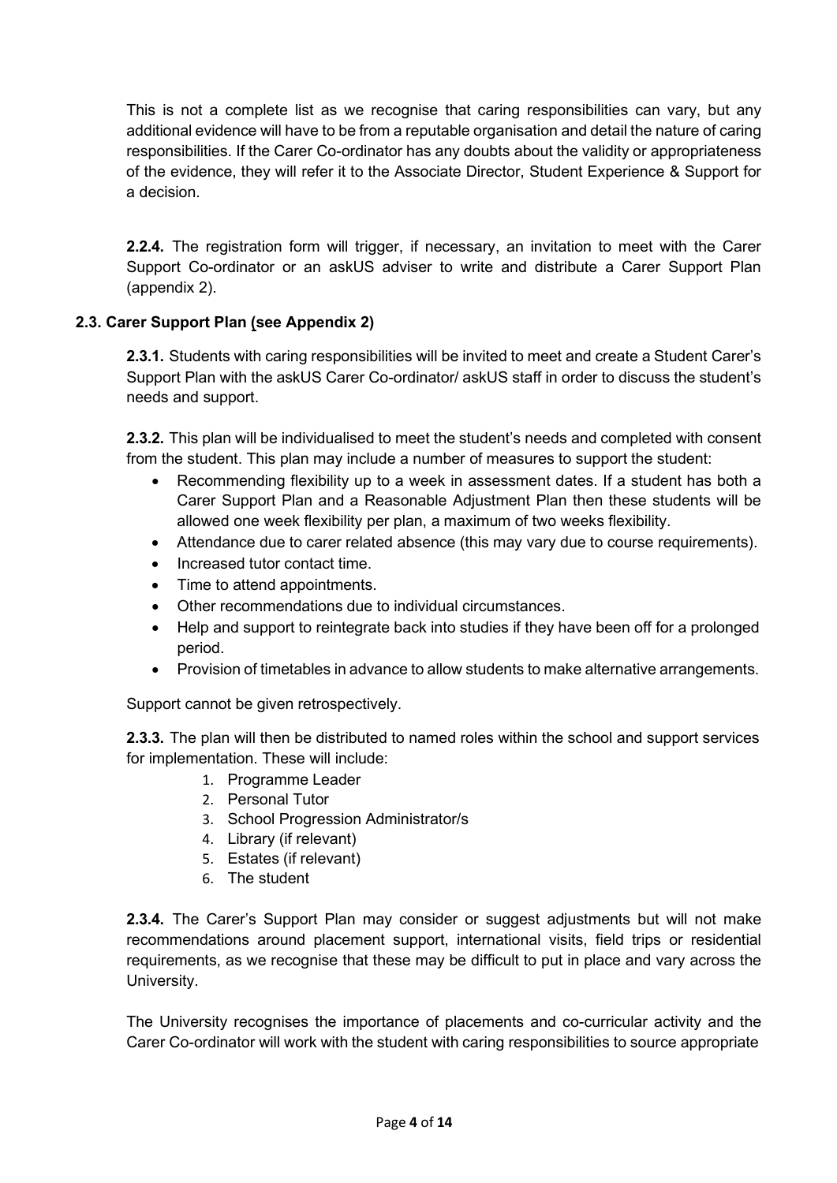This is not a complete list as we recognise that caring responsibilities can vary, but any additional evidence will have to be from a reputable organisation and detail the nature of caring responsibilities. If the Carer Co-ordinator has any doubts about the validity or appropriateness of the evidence, they will refer it to the Associate Director, Student Experience & Support for a decision.

**2.2.4.** The registration form will trigger, if necessary, an invitation to meet with the Carer Support Co-ordinator or an askUS adviser to write and distribute a Carer Support Plan (appendix 2).

### 2.3. Carer Support Plan (see Appendix 2)

**2.3.1.** Students with caring responsibilities will be invited to meet and create a Student Carer's Support Plan with the askUS Carer Co-ordinator/ askUS staff in order to discuss the student's needs and support.

**2.3.2.** This plan will be individualised to meet the student's needs and completed with consent from the student. This plan may include a number of measures to support the student:

- Recommending flexibility up to a week in assessment dates. If a student has both a Carer Support Plan and a Reasonable Adjustment Plan then these students will be allowed one week flexibility per plan, a maximum of two weeks flexibility.
- Attendance due to carer related absence (this may vary due to course requirements).
- Increased tutor contact time.
- Time to attend appointments.
- Other recommendations due to individual circumstances.
- Help and support to reintegrate back into studies if they have been off for a prolonged period.
- Provision of timetables in advance to allow students to make alternative arrangements.

Support cannot be given retrospectively.

**2.3.3.** The plan will then be distributed to named roles within the school and support services for implementation. These will include:

1. Programme Leader
2. Personal Tutor
3. School Progression Administrator/s
4. Library (if relevant)
5. Estates (if relevant)
6. The student

**2.3.4.** The Carer's Support Plan may consider or suggest adjustments but will not make recommendations around placement support, international visits, field trips or residential requirements, as we recognise that these may be difficult to put in place and vary across the University.

The University recognises the importance of placements and co-curricular activity and the Carer Co-ordinator will work with the student with caring responsibilities to source appropriate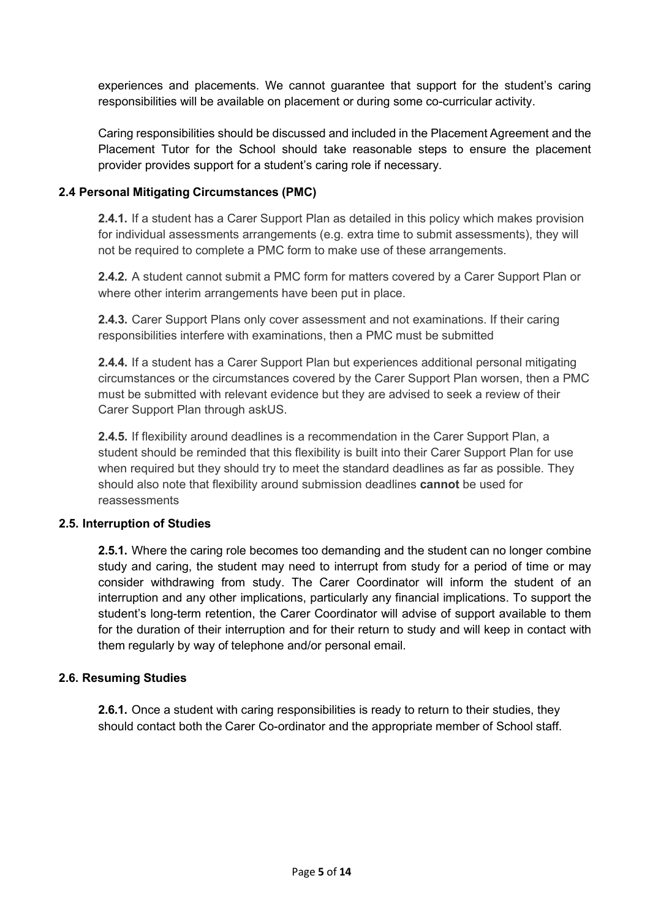experiences and placements. We cannot guarantee that support for the student's caring responsibilities will be available on placement or during some co-curricular activity.

Caring responsibilities should be discussed and included in the Placement Agreement and the Placement Tutor for the School should take reasonable steps to ensure the placement provider provides support for a student's caring role if necessary.

### 2.4 Personal Mitigating Circumstances (PMC)

**2.4.1.** If a student has a Carer Support Plan as detailed in this policy which makes provision for individual assessments arrangements (e.g. extra time to submit assessments), they will not be required to complete a PMC form to make use of these arrangements.

**2.4.2.** A student cannot submit a PMC form for matters covered by a Carer Support Plan or where other interim arrangements have been put in place.

**2.4.3.** Carer Support Plans only cover assessment and not examinations. If their caring responsibilities interfere with examinations, then a PMC must be submitted

**2.4.4.** If a student has a Carer Support Plan but experiences additional personal mitigating circumstances or the circumstances covered by the Carer Support Plan worsen, then a PMC must be submitted with relevant evidence but they are advised to seek a review of their Carer Support Plan through askUS.

**2.4.5.** If flexibility around deadlines is a recommendation in the Carer Support Plan, a student should be reminded that this flexibility is built into their Carer Support Plan for use when required but they should try to meet the standard deadlines as far as possible. They should also note that flexibility around submission deadlines **cannot** be used for reassessments

### 2.5. Interruption of Studies

**2.5.1.** Where the caring role becomes too demanding and the student can no longer combine study and caring, the student may need to interrupt from study for a period of time or may consider withdrawing from study. The Carer Coordinator will inform the student of an interruption and any other implications, particularly any financial implications. To support the student's long-term retention, the Carer Coordinator will advise of support available to them for the duration of their interruption and for their return to study and will keep in contact with them regularly by way of telephone and/or personal email.

### 2.6. Resuming Studies

**2.6.1.** Once a student with caring responsibilities is ready to return to their studies, they should contact both the Carer Co-ordinator and the appropriate member of School staff.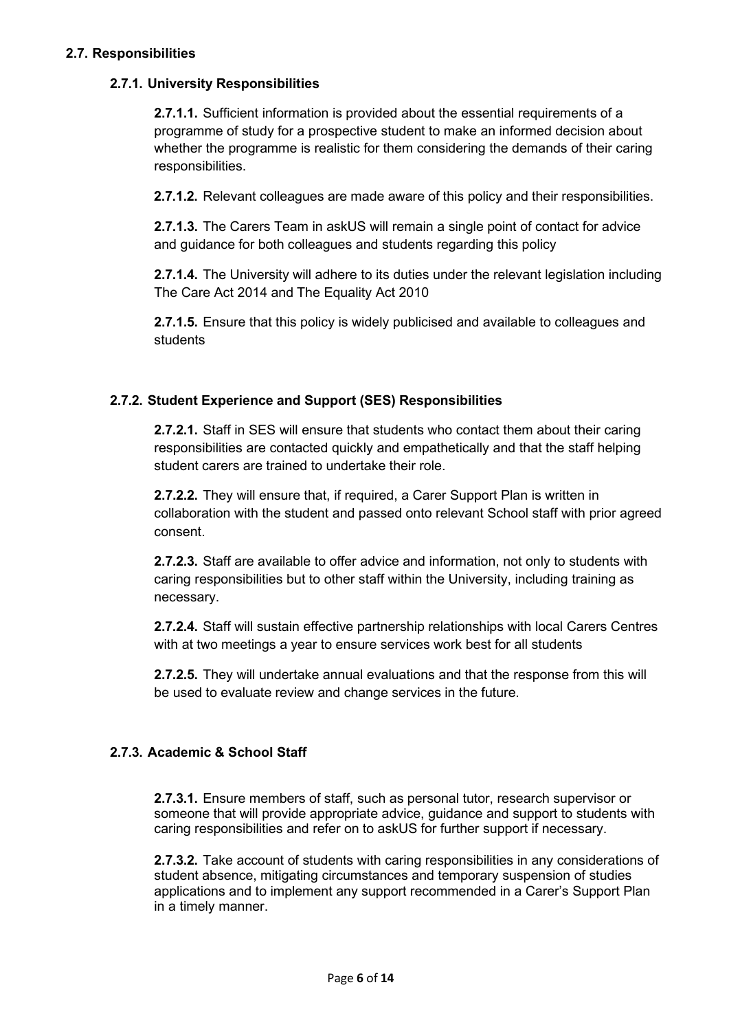### 2.7. Responsibilities

#### 2.7.1. University Responsibilities

**2.7.1.1.** Sufficient information is provided about the essential requirements of a programme of study for a prospective student to make an informed decision about whether the programme is realistic for them considering the demands of their caring responsibilities.

**2.7.1.2.** Relevant colleagues are made aware of this policy and their responsibilities.

**2.7.1.3.** The Carers Team in askUS will remain a single point of contact for advice and guidance for both colleagues and students regarding this policy

**2.7.1.4.** The University will adhere to its duties under the relevant legislation including The Care Act 2014 and The Equality Act 2010

**2.7.1.5.** Ensure that this policy is widely publicised and available to colleagues and students

#### 2.7.2. Student Experience and Support (SES) Responsibilities

**2.7.2.1.** Staff in SES will ensure that students who contact them about their caring responsibilities are contacted quickly and empathetically and that the staff helping student carers are trained to undertake their role.

**2.7.2.2.** They will ensure that, if required, a Carer Support Plan is written in collaboration with the student and passed onto relevant School staff with prior agreed consent.

**2.7.2.3.** Staff are available to offer advice and information, not only to students with caring responsibilities but to other staff within the University, including training as necessary.

**2.7.2.4.** Staff will sustain effective partnership relationships with local Carers Centres with at two meetings a year to ensure services work best for all students

**2.7.2.5.** They will undertake annual evaluations and that the response from this will be used to evaluate review and change services in the future.

#### 2.7.3. Academic & School Staff

**2.7.3.1.** Ensure members of staff, such as personal tutor, research supervisor or someone that will provide appropriate advice, guidance and support to students with caring responsibilities and refer on to askUS for further support if necessary.

**2.7.3.2.** Take account of students with caring responsibilities in any considerations of student absence, mitigating circumstances and temporary suspension of studies applications and to implement any support recommended in a Carer's Support Plan in a timely manner.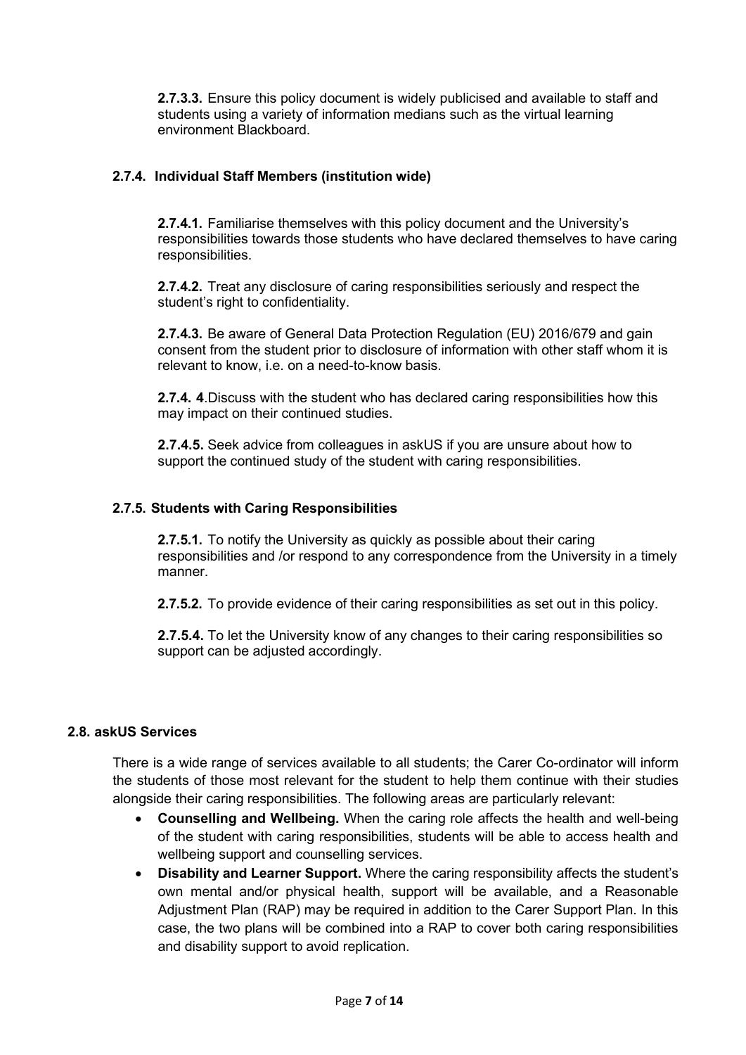**2.7.3.3.** Ensure this policy document is widely publicised and available to staff and students using a variety of information medians such as the virtual learning environment Blackboard.

#### 2.7.4. Individual Staff Members (institution wide)

**2.7.4.1.** Familiarise themselves with this policy document and the University's responsibilities towards those students who have declared themselves to have caring responsibilities.

**2.7.4.2.** Treat any disclosure of caring responsibilities seriously and respect the student's right to confidentiality.

**2.7.4.3.** Be aware of General Data Protection Regulation (EU) 2016/679 and gain consent from the student prior to disclosure of information with other staff whom it is relevant to know, i.e. on a need-to-know basis.

**2.7.4. 4**.Discuss with the student who has declared caring responsibilities how this may impact on their continued studies.

**2.7.4.5.** Seek advice from colleagues in askUS if you are unsure about how to support the continued study of the student with caring responsibilities.

#### 2.7.5. Students with Caring Responsibilities

**2.7.5.1.** To notify the University as quickly as possible about their caring responsibilities and /or respond to any correspondence from the University in a timely manner.

**2.7.5.2.** To provide evidence of their caring responsibilities as set out in this policy.

**2.7.5.4.** To let the University know of any changes to their caring responsibilities so support can be adjusted accordingly.

### 2.8. askUS Services

There is a wide range of services available to all students; the Carer Co-ordinator will inform the students of those most relevant for the student to help them continue with their studies alongside their caring responsibilities. The following areas are particularly relevant:

- **Counselling and Wellbeing.** When the caring role affects the health and well-being of the student with caring responsibilities, students will be able to access health and wellbeing support and counselling services.
- **Disability and Learner Support.** Where the caring responsibility affects the student's own mental and/or physical health, support will be available, and a Reasonable Adjustment Plan (RAP) may be required in addition to the Carer Support Plan. In this case, the two plans will be combined into a RAP to cover both caring responsibilities and disability support to avoid replication.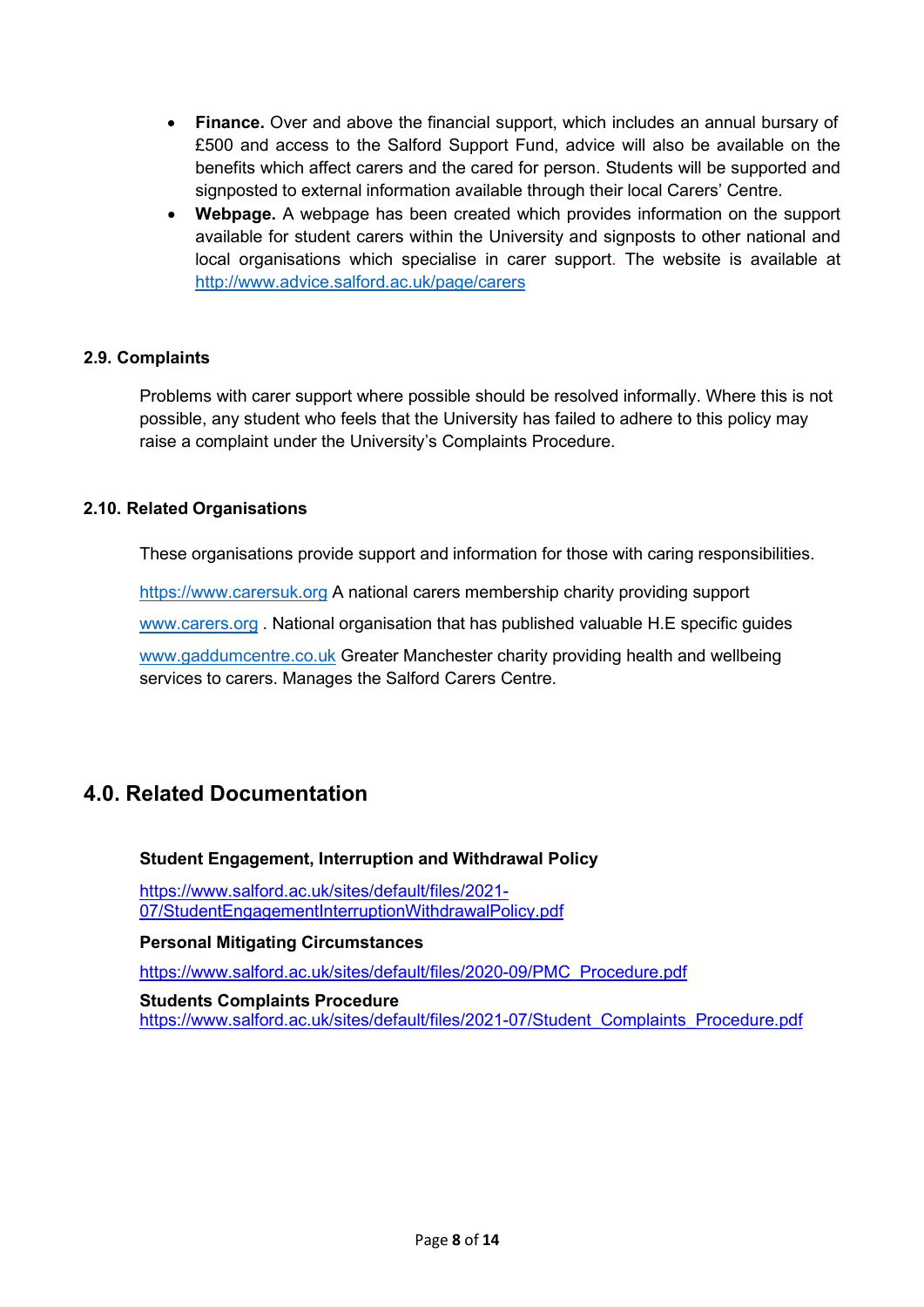- **Finance.** Over and above the financial support, which includes an annual bursary of £500 and access to the Salford Support Fund, advice will also be available on the benefits which affect carers and the cared for person. Students will be supported and signposted to external information available through their local Carers' Centre.
- **Webpage.** A webpage has been created which provides information on the support available for student carers within the University and signposts to other national and local organisations which specialise in carer support. The website is available at http://www.advice.salford.ac.uk/page/carers

### 2.9. Complaints

Problems with carer support where possible should be resolved informally. Where this is not possible, any student who feels that the University has failed to adhere to this policy may raise a complaint under the University's Complaints Procedure.

### 2.10. Related Organisations

These organisations provide support and information for those with caring responsibilities.

https://www.carersuk.org A national carers membership charity providing support

www.carers.org . National organisation that has published valuable H.E specific guides

www.gaddumcentre.co.uk Greater Manchester charity providing health and wellbeing services to carers. Manages the Salford Carers Centre.

## 4.0. Related Documentation

**Student Engagement, Interruption and Withdrawal Policy**

https://www.salford.ac.uk/sites/default/files/2021-07/StudentEngagementInterruptionWithdrawalPolicy.pdf

**Personal Mitigating Circumstances**

https://www.salford.ac.uk/sites/default/files/2020-09/PMC_Procedure.pdf

**Students Complaints Procedure**

https://www.salford.ac.uk/sites/default/files/2021-07/Student_Complaints_Procedure.pdf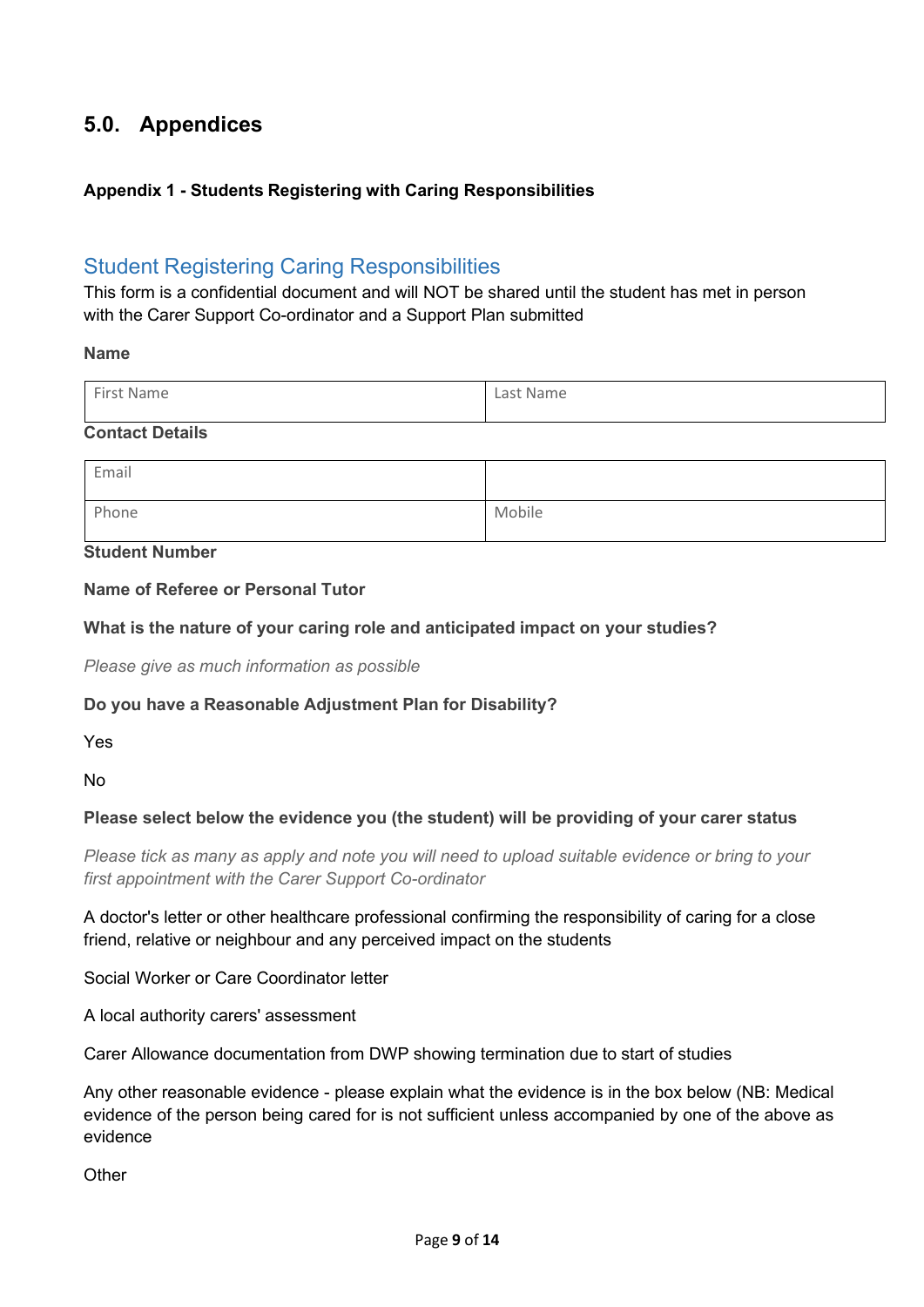# 5.0. Appendices

### Appendix 1 - Students Registering with Caring Responsibilities

## Student Registering Caring Responsibilities

This form is a confidential document and will NOT be shared until the student has met in person with the Carer Support Co-ordinator and a Support Plan submitted

**Name**

| First Name | Last Name |
|---|---|

**Contact Details**

| Email | |
|---|---|
| Phone | Mobile |

**Student Number**

**Name of Referee or Personal Tutor**

**What is the nature of your caring role and anticipated impact on your studies?**

*Please give as much information as possible*

**Do you have a Reasonable Adjustment Plan for Disability?**

Yes

No

**Please select below the evidence you (the student) will be providing of your carer status**

*Please tick as many as apply and note you will need to upload suitable evidence or bring to your first appointment with the Carer Support Co-ordinator*

A doctor's letter or other healthcare professional confirming the responsibility of caring for a close friend, relative or neighbour and any perceived impact on the students

Social Worker or Care Coordinator letter

A local authority carers' assessment

Carer Allowance documentation from DWP showing termination due to start of studies

Any other reasonable evidence - please explain what the evidence is in the box below (NB: Medical evidence of the person being cared for is not sufficient unless accompanied by one of the above as evidence

Other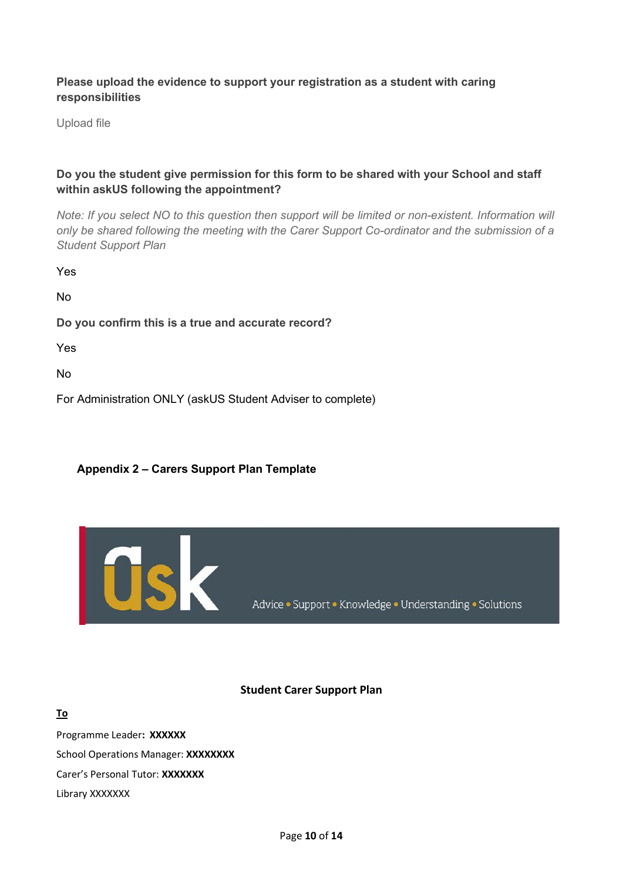**Please upload the evidence to support your registration as a student with caring responsibilities**

Upload file

**Do you the student give permission for this form to be shared with your School and staff within askUS following the appointment?**

*Note: If you select NO to this question then support will be limited or non-existent. Information will only be shared following the meeting with the Carer Support Co-ordinator and the submission of a Student Support Plan*

Yes

No

**Do you confirm this is a true and accurate record?**

Yes

No

For Administration ONLY (askUS Student Adviser to complete)

## Appendix 2 – Carers Support Plan Template

ask

Advice • Support • Knowledge • Understanding • Solutions

### Student Carer Support Plan

**To**

Programme Leader**: XXXXXX**

School Operations Manager: **XXXXXXXX**

Carer's Personal Tutor: **XXXXXXX**

Library XXXXXXX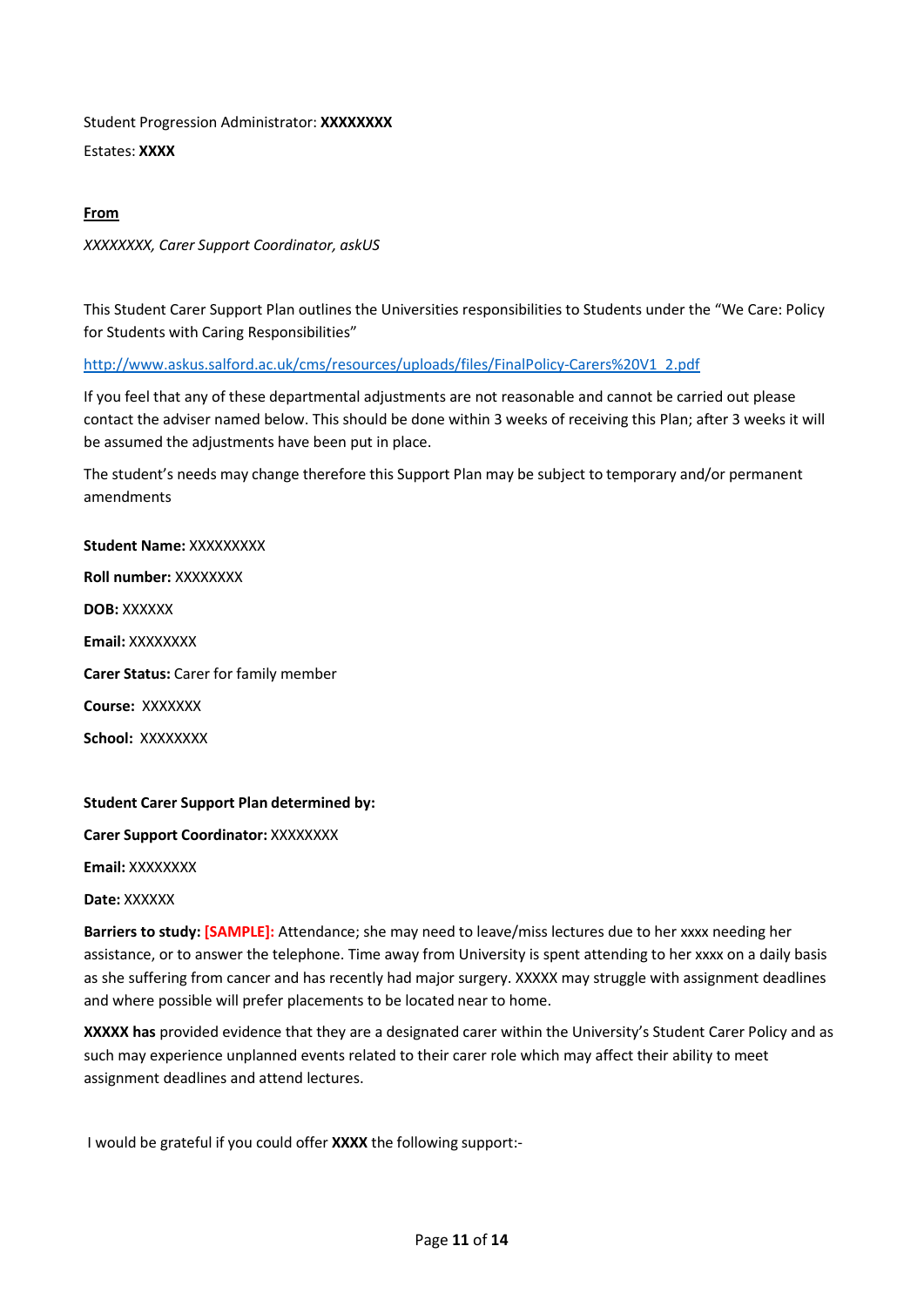Student Progression Administrator: **XXXXXXXX**

Estates: **XXXX**

**From**

*XXXXXXXX, Carer Support Coordinator, askUS*

This Student Carer Support Plan outlines the Universities responsibilities to Students under the "We Care: Policy for Students with Caring Responsibilities"

http://www.askus.salford.ac.uk/cms/resources/uploads/files/FinalPolicy-Carers%20V1_2.pdf

If you feel that any of these departmental adjustments are not reasonable and cannot be carried out please contact the adviser named below. This should be done within 3 weeks of receiving this Plan; after 3 weeks it will be assumed the adjustments have been put in place.

The student's needs may change therefore this Support Plan may be subject to temporary and/or permanent amendments

**Student Name:** XXXXXXXXX

**Roll number:** XXXXXXXX

**DOB:** XXXXXX

**Email:** XXXXXXXX

**Carer Status:** Carer for family member

**Course:** XXXXXXX

**School:** XXXXXXXX

**Student Carer Support Plan determined by:**

**Carer Support Coordinator:** XXXXXXXX

**Email:** XXXXXXXX

**Date:** XXXXXX

**Barriers to study:** **[SAMPLE]:** Attendance; she may need to leave/miss lectures due to her xxxx needing her assistance, or to answer the telephone. Time away from University is spent attending to her xxxx on a daily basis as she suffering from cancer and has recently had major surgery. XXXXX may struggle with assignment deadlines and where possible will prefer placements to be located near to home.

**XXXXX has** provided evidence that they are a designated carer within the University's Student Carer Policy and as such may experience unplanned events related to their carer role which may affect their ability to meet assignment deadlines and attend lectures.

I would be grateful if you could offer **XXXX** the following support:-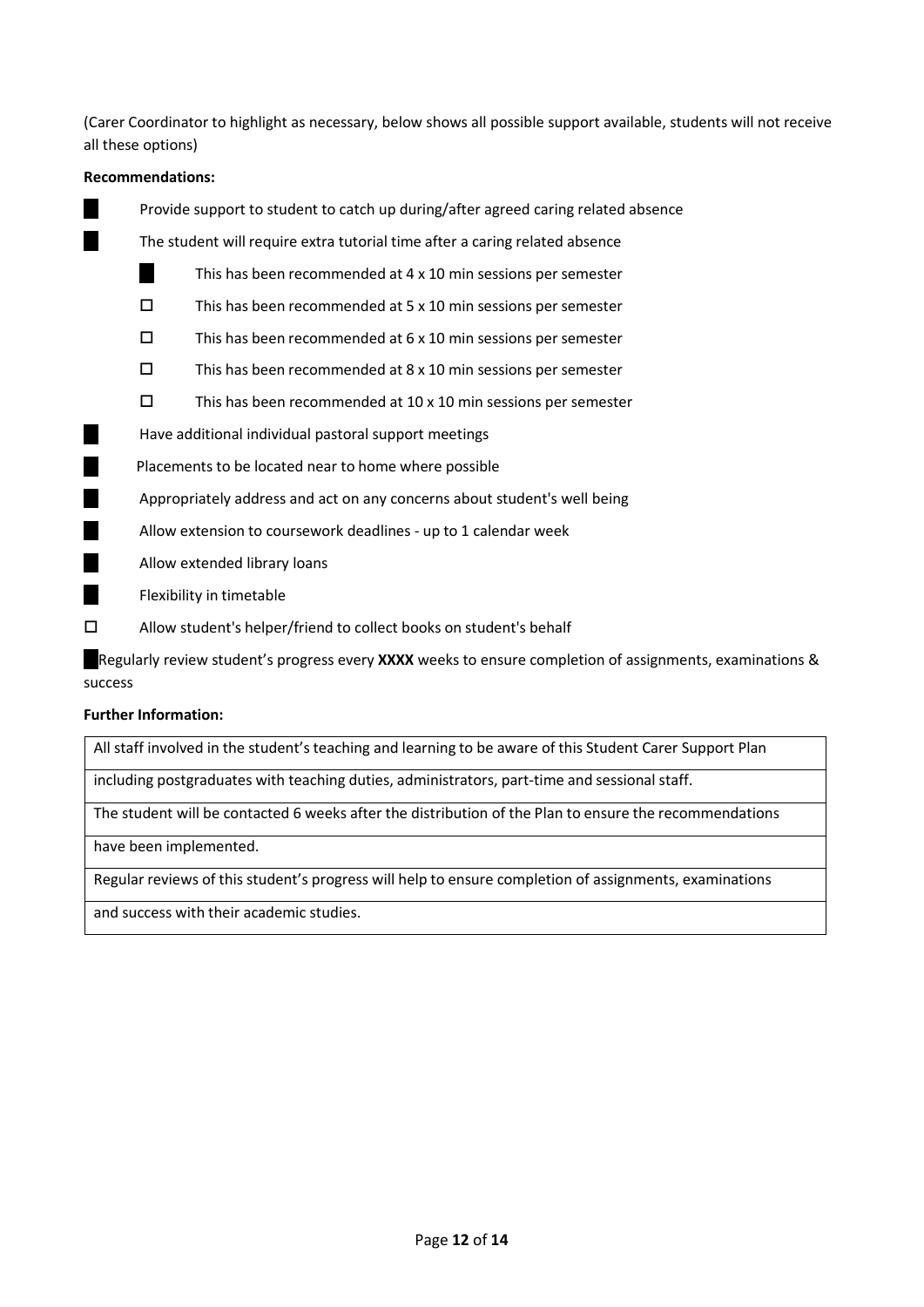(Carer Coordinator to highlight as necessary, below shows all possible support available, students will not receive all these options)

**Recommendations:**

- ■ Provide support to student to catch up during/after agreed caring related absence
- ■ The student will require extra tutorial time after a caring related absence
  - ■ This has been recommended at 4 x 10 min sessions per semester
  - ☐ This has been recommended at 5 x 10 min sessions per semester
  - ☐ This has been recommended at 6 x 10 min sessions per semester
  - ☐ This has been recommended at 8 x 10 min sessions per semester
  - ☐ This has been recommended at 10 x 10 min sessions per semester
- ■ Have additional individual pastoral support meetings
- ■ Placements to be located near to home where possible
- ■ Appropriately address and act on any concerns about student's well being
- ■ Allow extension to coursework deadlines - up to 1 calendar week
- ■ Allow extended library loans
- ■ Flexibility in timetable
- ☐ Allow student's helper/friend to collect books on student's behalf

■ Regularly review student's progress every **XXXX** weeks to ensure completion of assignments, examinations & success

**Further Information:**

| All staff involved in the student's teaching and learning to be aware of this Student Carer Support Plan |
| --- |
| including postgraduates with teaching duties, administrators, part-time and sessional staff. |
| The student will be contacted 6 weeks after the distribution of the Plan to ensure the recommendations |
| have been implemented. |
| Regular reviews of this student's progress will help to ensure completion of assignments, examinations |
| and success with their academic studies. |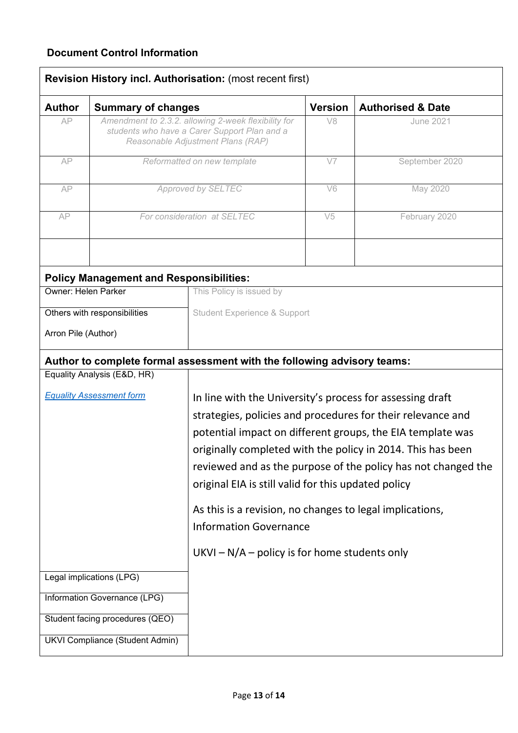## Document Control Information

**Revision History incl. Authorisation:** (most recent first)

| Author | Summary of changes | Version | Authorised & Date |
|---|---|---|---|
| AP | *Amendment to 2.3.2. allowing 2-week flexibility for students who have a Carer Support Plan and a Reasonable Adjustment Plans (RAP)* | V8 | June 2021 |
| AP | *Reformatted on new template* | V7 | September 2020 |
| AP | *Approved by SELTEC* | V6 | May 2020 |
| AP | *For consideration at SELTEC* | V5 | February 2020 |
| | | | |

**Policy Management and Responsibilities:**

| | |
|---|---|
| Owner: Helen Parker | This Policy is issued by |
| Others with responsibilities<br><br>Arron Pile (Author) | Student Experience & Support |

**Author to complete formal assessment with the following advisory teams:**

| | |
|---|---|
| Equality Analysis (E&D, HR)<br><br>*Equality Assessment form* | In line with the University's process for assessing draft strategies, policies and procedures for their relevance and potential impact on different groups, the EIA template was originally completed with the policy in 2014. This has been reviewed and as the purpose of the policy has not changed the original EIA is still valid for this updated policy<br><br>As this is a revision, no changes to legal implications, Information Governance<br><br>UKVI – N/A – policy is for home students only |
| Legal implications (LPG) | |
| Information Governance (LPG) | |
| Student facing procedures (QEO) | |
| UKVI Compliance (Student Admin) | |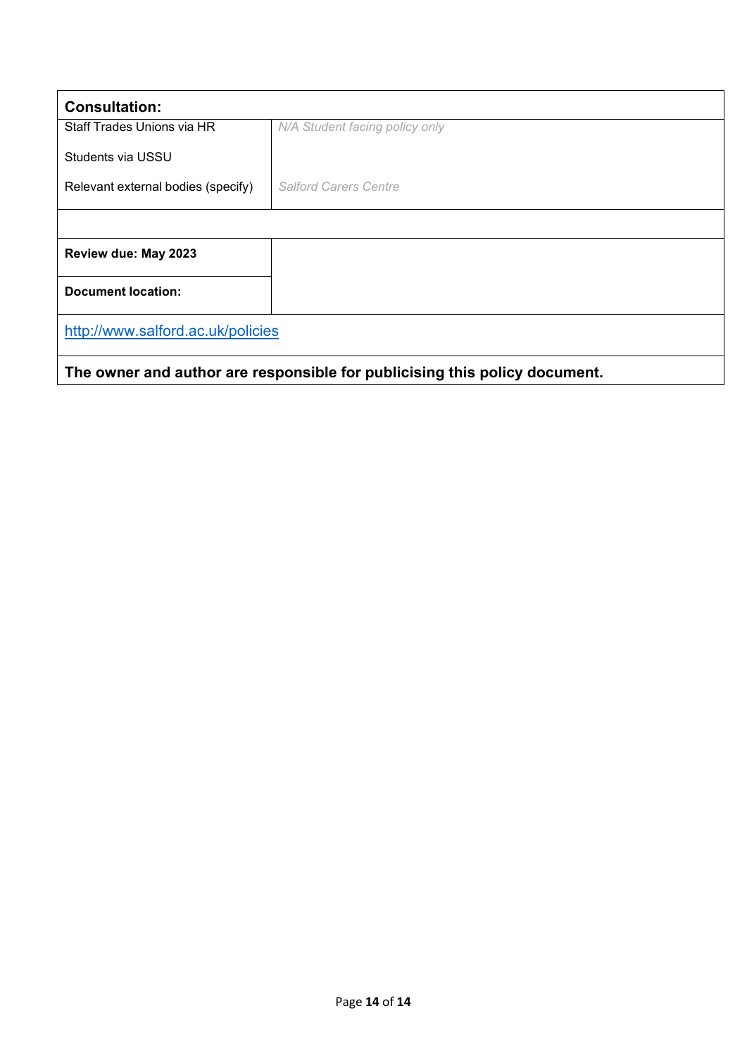| Consultation: | |
|---|---|
| Staff Trades Unions via HR<br><br>Students via USSU<br><br>Relevant external bodies (specify) | *N/A Student facing policy only*<br><br><br><br>*Salford Carers Centre* |
| | |
| **Review due: May 2023** | |
| **Document location:** | |
| [http://www.salford.ac.uk/policies](http://www.salford.ac.uk/policies) | |
| **The owner and author are responsible for publicising this policy document.** | |